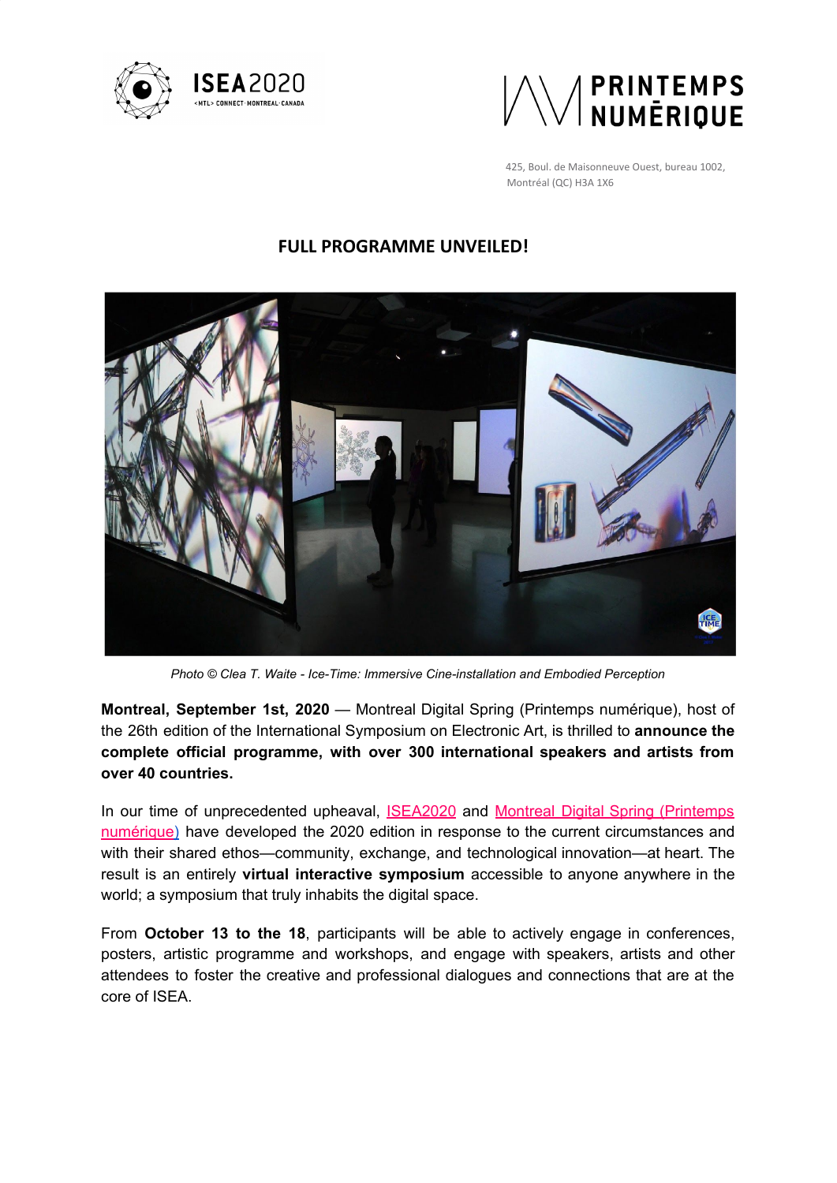425, Boul. de Maisonneuve Ouest, bureau 1002,
Montréal (QC) H3A 1X6

# FULL PROGRAMME UNVEILED!

*Photo © Clea T. Waite - Ice-Time: Immersive Cine-installation and Embodied Perception*

**Montreal, September 1st, 2020** — Montreal Digital Spring (Printemps numérique), host of the 26th edition of the International Symposium on Electronic Art, is thrilled to **announce the complete official programme, with over 300 international speakers and artists from over 40 countries.**

In our time of unprecedented upheaval, ISEA2020 and Montreal Digital Spring (Printemps numérique) have developed the 2020 edition in response to the current circumstances and with their shared ethos—community, exchange, and technological innovation—at heart. The result is an entirely **virtual interactive symposium** accessible to anyone anywhere in the world; a symposium that truly inhabits the digital space.

From **October 13 to the 18**, participants will be able to actively engage in conferences, posters, artistic programme and workshops, and engage with speakers, artists and other attendees to foster the creative and professional dialogues and connections that are at the core of ISEA.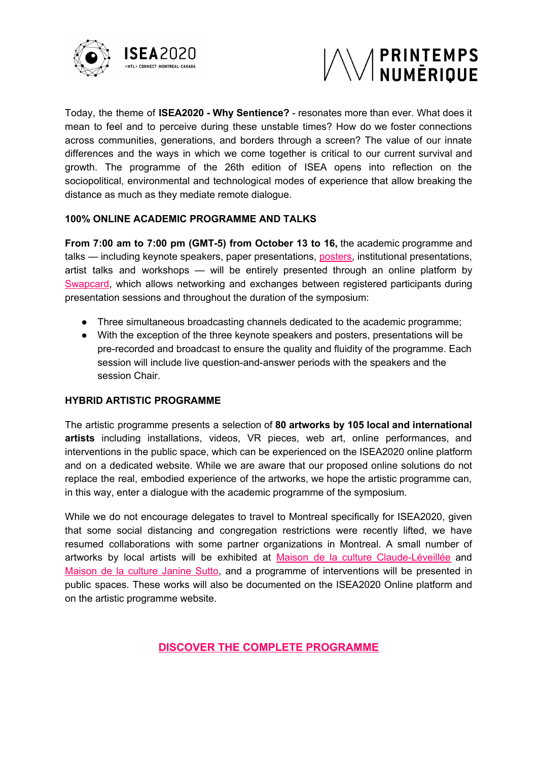Today, the theme of **ISEA2020 - Why Sentience?** - resonates more than ever. What does it mean to feel and to perceive during these unstable times? How do we foster connections across communities, generations, and borders through a screen? The value of our innate differences and the ways in which we come together is critical to our current survival and growth. The programme of the 26th edition of ISEA opens into reflection on the sociopolitical, environmental and technological modes of experience that allow breaking the distance as much as they mediate remote dialogue.

**100% ONLINE ACADEMIC PROGRAMME AND TALKS**

**From 7:00 am to 7:00 pm (GMT-5) from October 13 to 16,** the academic programme and talks — including keynote speakers, paper presentations, posters, institutional presentations, artist talks and workshops — will be entirely presented through an online platform by Swapcard, which allows networking and exchanges between registered participants during presentation sessions and throughout the duration of the symposium:

- Three simultaneous broadcasting channels dedicated to the academic programme;
- With the exception of the three keynote speakers and posters, presentations will be pre-recorded and broadcast to ensure the quality and fluidity of the programme. Each session will include live question-and-answer periods with the speakers and the session Chair.

**HYBRID ARTISTIC PROGRAMME**

The artistic programme presents a selection of **80 artworks by 105 local and international artists** including installations, videos, VR pieces, web art, online performances, and interventions in the public space, which can be experienced on the ISEA2020 online platform and on a dedicated website. While we are aware that our proposed online solutions do not replace the real, embodied experience of the artworks, we hope the artistic programme can, in this way, enter a dialogue with the academic programme of the symposium.

While we do not encourage delegates to travel to Montreal specifically for ISEA2020, given that some social distancing and congregation restrictions were recently lifted, we have resumed collaborations with some partner organizations in Montreal. A small number of artworks by local artists will be exhibited at Maison de la culture Claude-Léveillée and Maison de la culture Janine Sutto, and a programme of interventions will be presented in public spaces. These works will also be documented on the ISEA2020 Online platform and on the artistic programme website.

**DISCOVER THE COMPLETE PROGRAMME**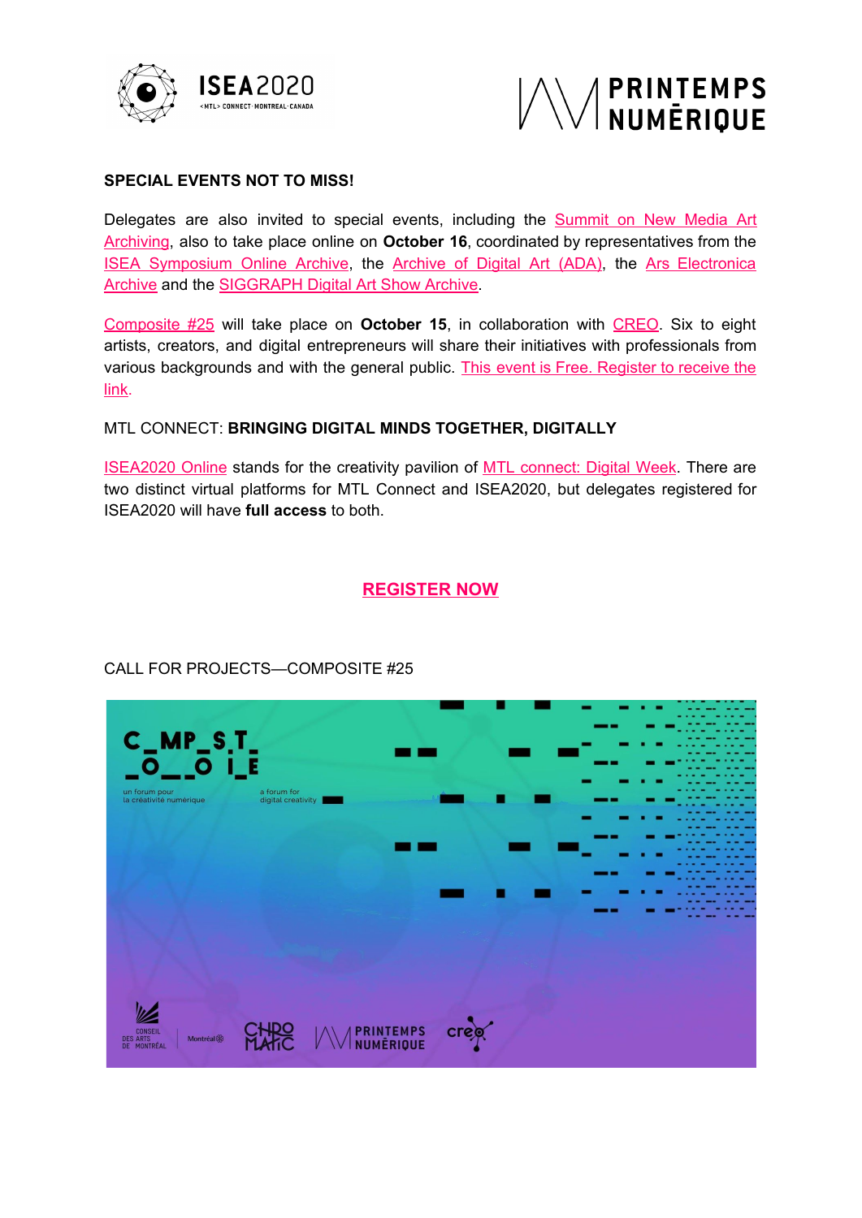**SPECIAL EVENTS NOT TO MISS!**

Delegates are also invited to special events, including the Summit on New Media Art Archiving, also to take place online on **October 16**, coordinated by representatives from the ISEA Symposium Online Archive, the Archive of Digital Art (ADA), the Ars Electronica Archive and the SIGGRAPH Digital Art Show Archive.

Composite #25 will take place on **October 15**, in collaboration with CREO. Six to eight artists, creators, and digital entrepreneurs will share their initiatives with professionals from various backgrounds and with the general public. This event is Free. Register to receive the link.

MTL CONNECT: **BRINGING DIGITAL MINDS TOGETHER, DIGITALLY**

ISEA2020 Online stands for the creativity pavilion of MTL connect: Digital Week. There are two distinct virtual platforms for MTL Connect and ISEA2020, but delegates registered for ISEA2020 will have **full access** to both.

**REGISTER NOW**

CALL FOR PROJECTS—COMPOSITE #25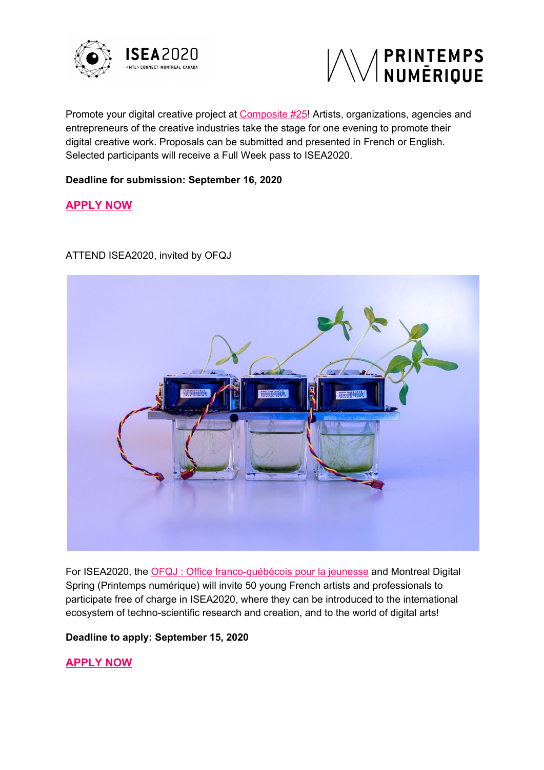Promote your digital creative project at Composite #25! Artists, organizations, agencies and entrepreneurs of the creative industries take the stage for one evening to promote their digital creative work. Proposals can be submitted and presented in French or English. Selected participants will receive a Full Week pass to ISEA2020.

**Deadline for submission: September 16, 2020**

**APPLY NOW**

ATTEND ISEA2020, invited by OFQJ

For ISEA2020, the OFQJ : Office franco-québécois pour la jeunesse and Montreal Digital Spring (Printemps numérique) will invite 50 young French artists and professionals to participate free of charge in ISEA2020, where they can be introduced to the international ecosystem of techno-scientific research and creation, and to the world of digital arts!

**Deadline to apply: September 15, 2020**

**APPLY NOW**